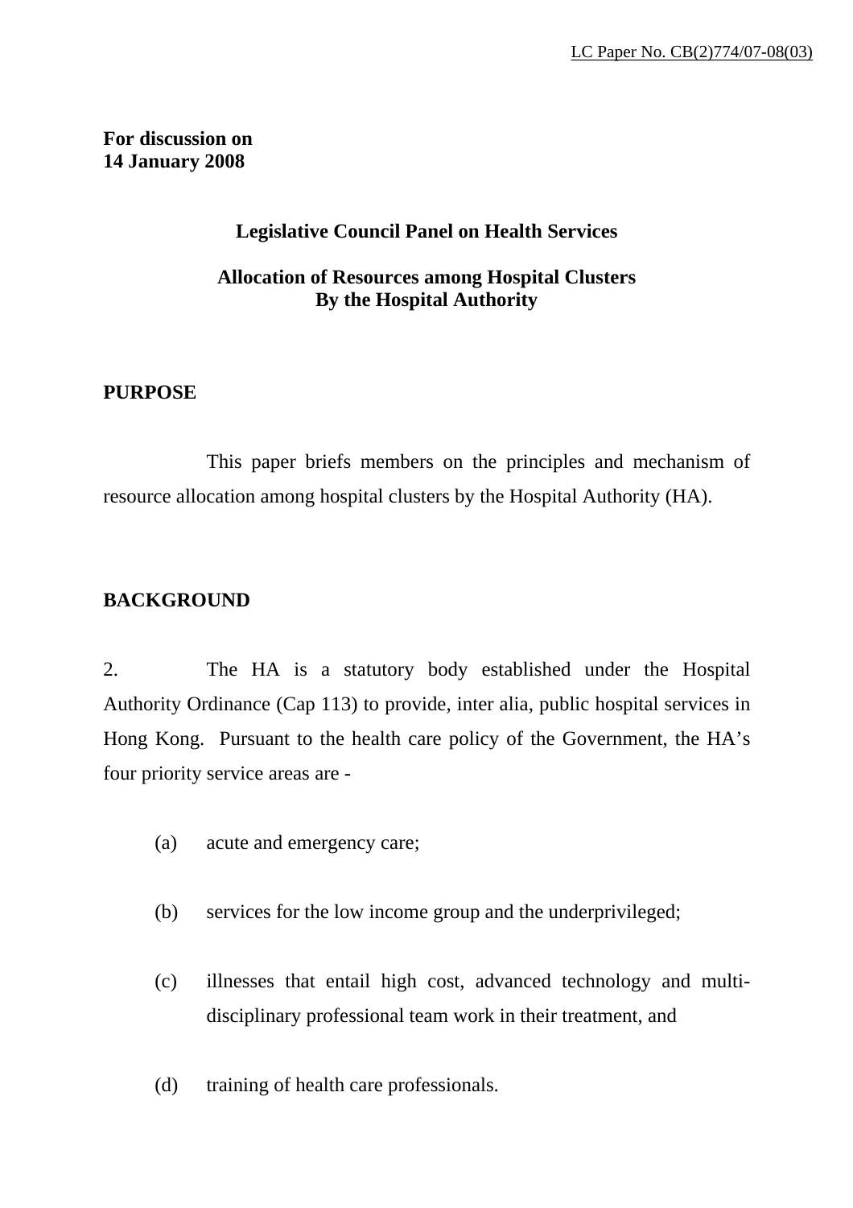LC Paper No. CB(2)774/07-08(03)

**For discussion on**
**14 January 2008**

**Legislative Council Panel on Health Services**

**Allocation of Resources among Hospital Clusters**
**By the Hospital Authority**

## PURPOSE

This paper briefs members on the principles and mechanism of resource allocation among hospital clusters by the Hospital Authority (HA).

## BACKGROUND

2. The HA is a statutory body established under the Hospital Authority Ordinance (Cap 113) to provide, inter alia, public hospital services in Hong Kong. Pursuant to the health care policy of the Government, the HA's four priority service areas are -

(a) acute and emergency care;

(b) services for the low income group and the underprivileged;

(c) illnesses that entail high cost, advanced technology and multi-disciplinary professional team work in their treatment, and

(d) training of health care professionals.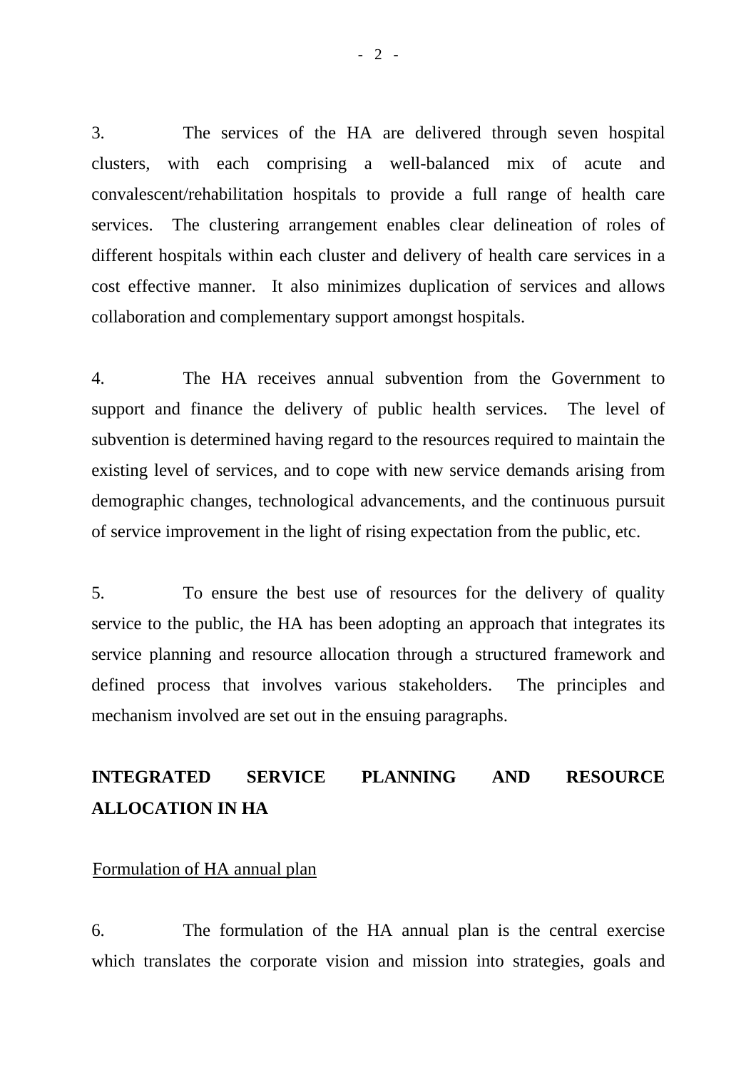3. The services of the HA are delivered through seven hospital clusters, with each comprising a well-balanced mix of acute and convalescent/rehabilitation hospitals to provide a full range of health care services. The clustering arrangement enables clear delineation of roles of different hospitals within each cluster and delivery of health care services in a cost effective manner. It also minimizes duplication of services and allows collaboration and complementary support amongst hospitals.

4. The HA receives annual subvention from the Government to support and finance the delivery of public health services. The level of subvention is determined having regard to the resources required to maintain the existing level of services, and to cope with new service demands arising from demographic changes, technological advancements, and the continuous pursuit of service improvement in the light of rising expectation from the public, etc.

5. To ensure the best use of resources for the delivery of quality service to the public, the HA has been adopting an approach that integrates its service planning and resource allocation through a structured framework and defined process that involves various stakeholders. The principles and mechanism involved are set out in the ensuing paragraphs.

## INTEGRATED SERVICE PLANNING AND RESOURCE ALLOCATION IN HA

### Formulation of HA annual plan

6. The formulation of the HA annual plan is the central exercise which translates the corporate vision and mission into strategies, goals and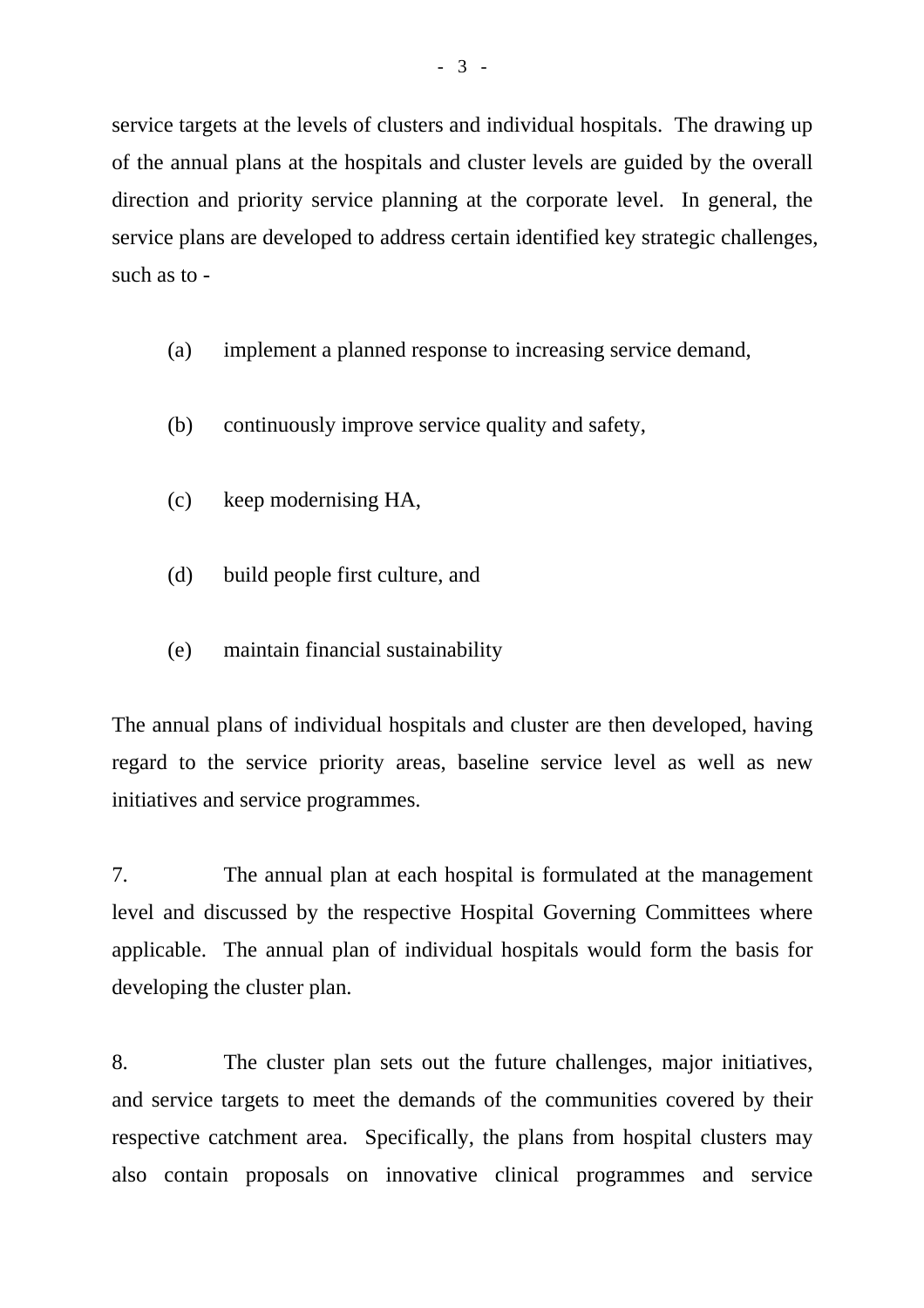service targets at the levels of clusters and individual hospitals. The drawing up of the annual plans at the hospitals and cluster levels are guided by the overall direction and priority service planning at the corporate level. In general, the service plans are developed to address certain identified key strategic challenges, such as to -

(a) implement a planned response to increasing service demand,

(b) continuously improve service quality and safety,

(c) keep modernising HA,

(d) build people first culture, and

(e) maintain financial sustainability

The annual plans of individual hospitals and cluster are then developed, having regard to the service priority areas, baseline service level as well as new initiatives and service programmes.

7. The annual plan at each hospital is formulated at the management level and discussed by the respective Hospital Governing Committees where applicable. The annual plan of individual hospitals would form the basis for developing the cluster plan.

8. The cluster plan sets out the future challenges, major initiatives, and service targets to meet the demands of the communities covered by their respective catchment area. Specifically, the plans from hospital clusters may also contain proposals on innovative clinical programmes and service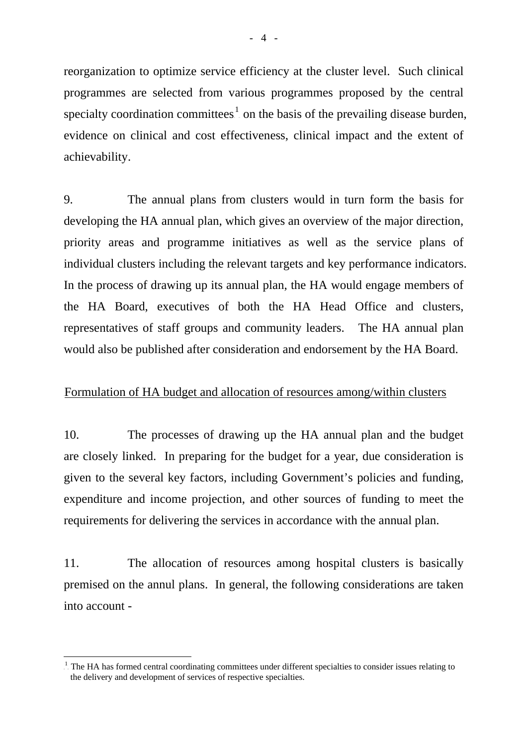reorganization to optimize service efficiency at the cluster level. Such clinical programmes are selected from various programmes proposed by the central specialty coordination committees[1] on the basis of the prevailing disease burden, evidence on clinical and cost effectiveness, clinical impact and the extent of achievability.

9. The annual plans from clusters would in turn form the basis for developing the HA annual plan, which gives an overview of the major direction, priority areas and programme initiatives as well as the service plans of individual clusters including the relevant targets and key performance indicators. In the process of drawing up its annual plan, the HA would engage members of the HA Board, executives of both the HA Head Office and clusters, representatives of staff groups and community leaders. The HA annual plan would also be published after consideration and endorsement by the HA Board.

<u>Formulation of HA budget and allocation of resources among/within clusters</u>

10. The processes of drawing up the HA annual plan and the budget are closely linked. In preparing for the budget for a year, due consideration is given to the several key factors, including Government's policies and funding, expenditure and income projection, and other sources of funding to meet the requirements for delivering the services in accordance with the annual plan.

11. The allocation of resources among hospital clusters is basically premised on the annul plans. In general, the following considerations are taken into account -

---

[1] The HA has formed central coordinating committees under different specialties to consider issues relating to the delivery and development of services of respective specialties.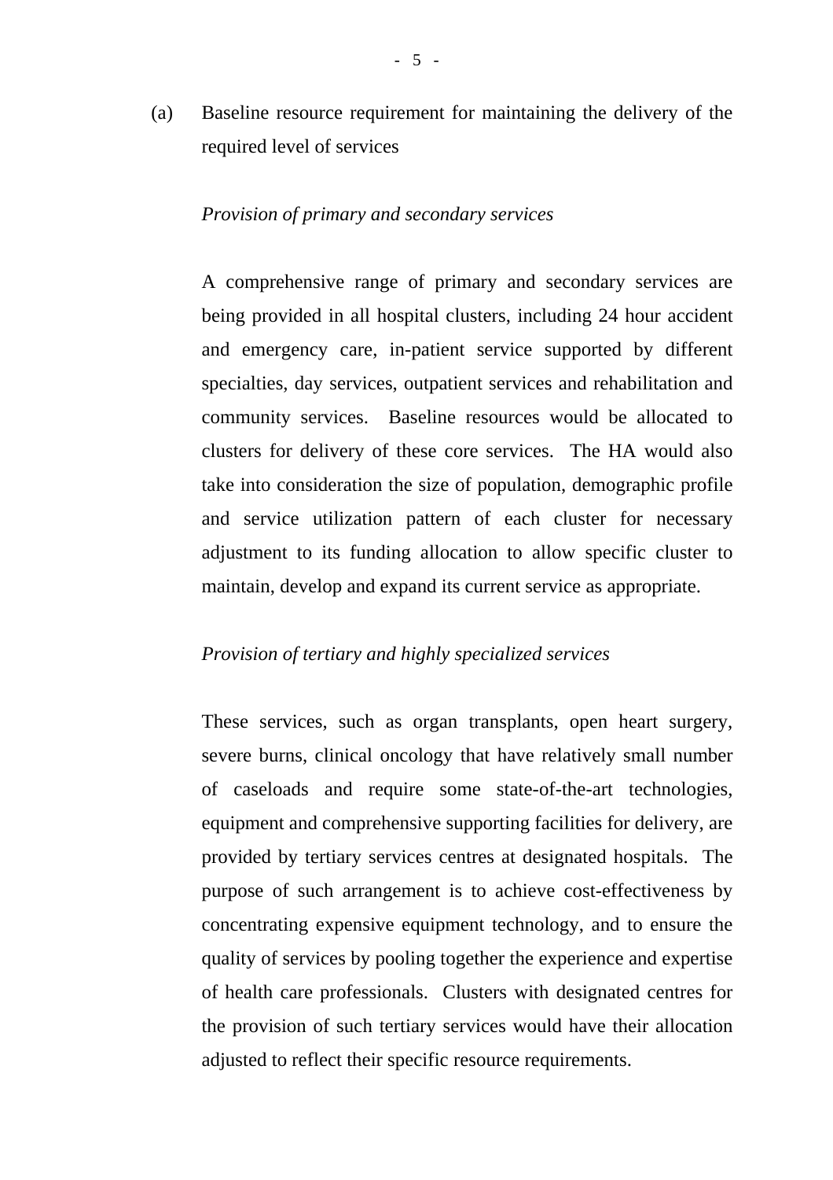(a) Baseline resource requirement for maintaining the delivery of the required level of services

*Provision of primary and secondary services*

A comprehensive range of primary and secondary services are being provided in all hospital clusters, including 24 hour accident and emergency care, in-patient service supported by different specialties, day services, outpatient services and rehabilitation and community services. Baseline resources would be allocated to clusters for delivery of these core services. The HA would also take into consideration the size of population, demographic profile and service utilization pattern of each cluster for necessary adjustment to its funding allocation to allow specific cluster to maintain, develop and expand its current service as appropriate.

*Provision of tertiary and highly specialized services*

These services, such as organ transplants, open heart surgery, severe burns, clinical oncology that have relatively small number of caseloads and require some state-of-the-art technologies, equipment and comprehensive supporting facilities for delivery, are provided by tertiary services centres at designated hospitals. The purpose of such arrangement is to achieve cost-effectiveness by concentrating expensive equipment technology, and to ensure the quality of services by pooling together the experience and expertise of health care professionals. Clusters with designated centres for the provision of such tertiary services would have their allocation adjusted to reflect their specific resource requirements.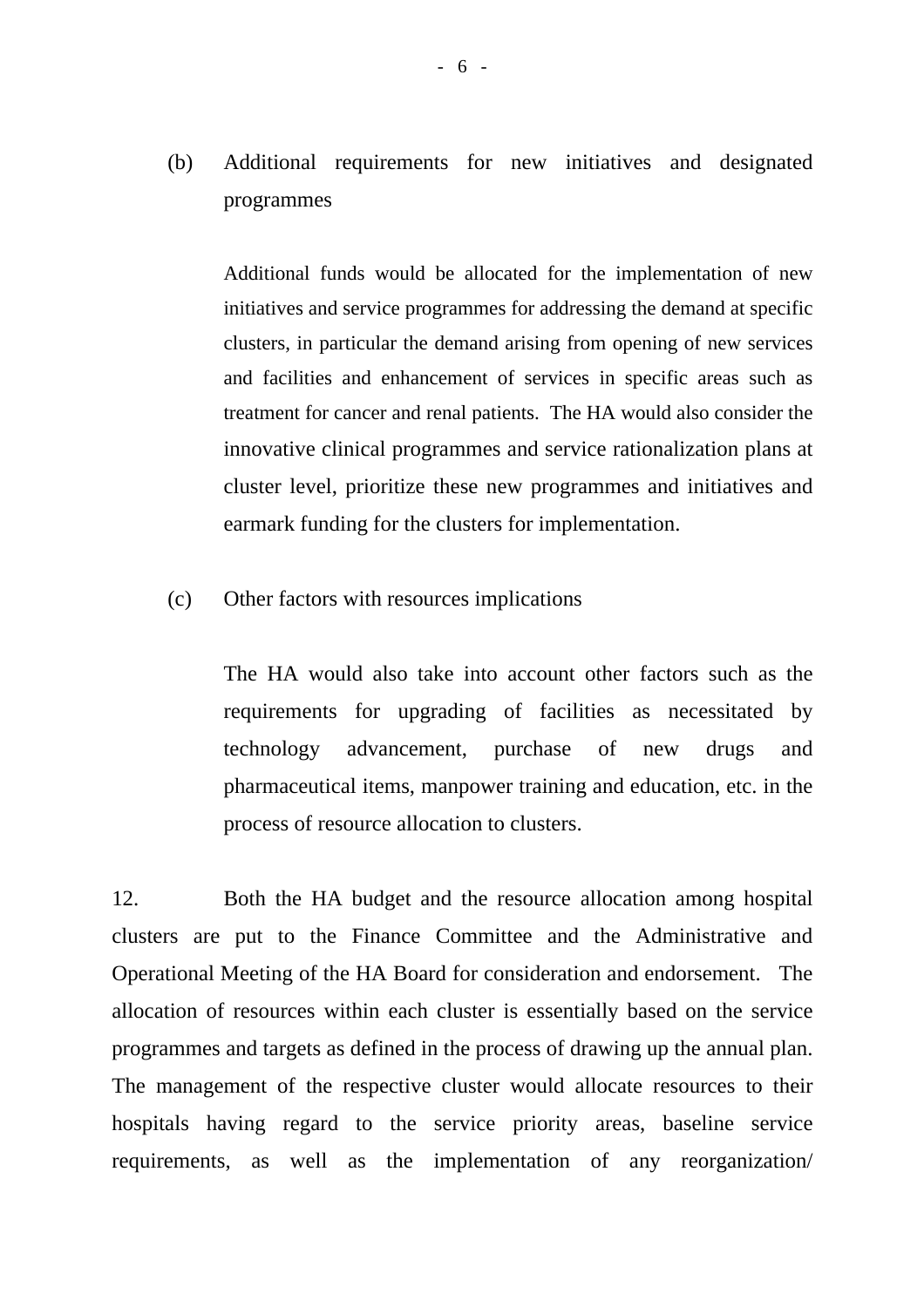(b) Additional requirements for new initiatives and designated programmes

Additional funds would be allocated for the implementation of new initiatives and service programmes for addressing the demand at specific clusters, in particular the demand arising from opening of new services and facilities and enhancement of services in specific areas such as treatment for cancer and renal patients. The HA would also consider the innovative clinical programmes and service rationalization plans at cluster level, prioritize these new programmes and initiatives and earmark funding for the clusters for implementation.

(c) Other factors with resources implications

The HA would also take into account other factors such as the requirements for upgrading of facilities as necessitated by technology advancement, purchase of new drugs and pharmaceutical items, manpower training and education, etc. in the process of resource allocation to clusters.

12. Both the HA budget and the resource allocation among hospital clusters are put to the Finance Committee and the Administrative and Operational Meeting of the HA Board for consideration and endorsement. The allocation of resources within each cluster is essentially based on the service programmes and targets as defined in the process of drawing up the annual plan. The management of the respective cluster would allocate resources to their hospitals having regard to the service priority areas, baseline service requirements, as well as the implementation of any reorganization/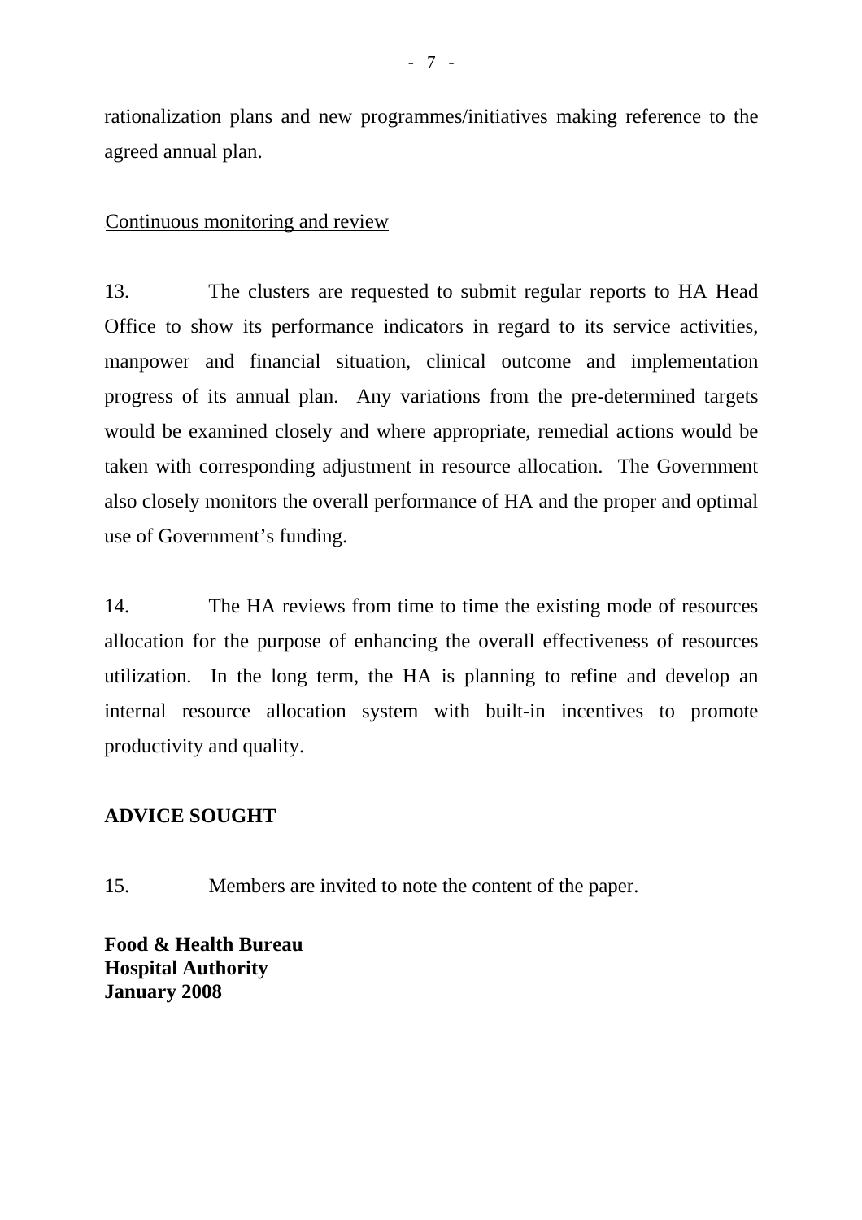rationalization plans and new programmes/initiatives making reference to the agreed annual plan.

Continuous monitoring and review

13. The clusters are requested to submit regular reports to HA Head Office to show its performance indicators in regard to its service activities, manpower and financial situation, clinical outcome and implementation progress of its annual plan. Any variations from the pre-determined targets would be examined closely and where appropriate, remedial actions would be taken with corresponding adjustment in resource allocation. The Government also closely monitors the overall performance of HA and the proper and optimal use of Government's funding.

14. The HA reviews from time to time the existing mode of resources allocation for the purpose of enhancing the overall effectiveness of resources utilization. In the long term, the HA is planning to refine and develop an internal resource allocation system with built-in incentives to promote productivity and quality.

**ADVICE SOUGHT**

15. Members are invited to note the content of the paper.

**Food & Health Bureau**
**Hospital Authority**
**January 2008**